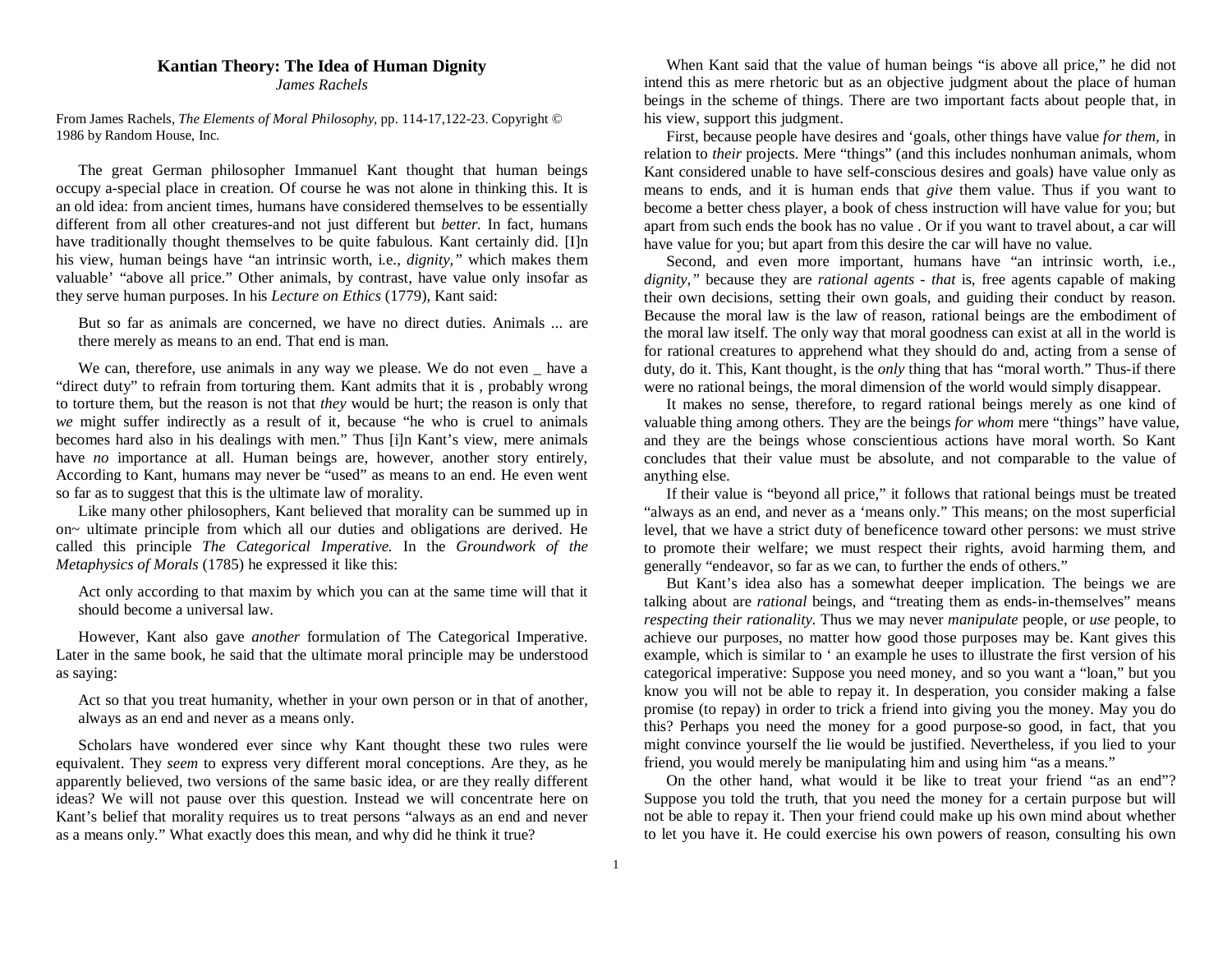# Kantian Theory: The Idea of Human Dignity

*James Rachels*

From James Rachels, *The Elements of Moral Philosophy,* pp. 114-17,122-23. Copyright © 1986 by Random House, Inc.

The great German philosopher Immanuel Kant thought that human beings occupy a-special place in creation. Of course he was not alone in thinking this. It is an old idea: from ancient times, humans have considered themselves to be essentially different from all other creatures-and not just different but *better.* In fact, humans have traditionally thought themselves to be quite fabulous. Kant certainly did. [I]n his view, human beings have "an intrinsic worth, i.e., *dignity,"* which makes them valuable' "above all price." Other animals, by contrast, have value only insofar as they serve human purposes. In his *Lecture on Ethics* (1779), Kant said:

> But so far as animals are concerned, we have no direct duties. Animals ... are there merely as means to an end. That end is man.

We can, therefore, use animals in any way we please. We do not even _ have a "direct duty" to refrain from torturing them. Kant admits that it is , probably wrong to torture them, but the reason is not that *they* would be hurt; the reason is only that *we* might suffer indirectly as a result of it, because "he who is cruel to animals becomes hard also in his dealings with men." Thus [i]n Kant's view, mere animals have *no* importance at all. Human beings are, however, another story entirely, According to Kant, humans may never be "used" as means to an end. He even went so far as to suggest that this is the ultimate law of morality.

Like many other philosophers, Kant believed that morality can be summed up in on~ ultimate principle from which all our duties and obligations are derived. He called this principle *The Categorical Imperative.* In the *Groundwork of the Metaphysics of Morals* (1785) he expressed it like this:

> Act only according to that maxim by which you can at the same time will that it should become a universal law.

However, Kant also gave *another* formulation of The Categorical Imperative. Later in the same book, he said that the ultimate moral principle may be understood as saying:

> Act so that you treat humanity, whether in your own person or in that of another, always as an end and never as a means only.

Scholars have wondered ever since why Kant thought these two rules were equivalent. They *seem* to express very different moral conceptions. Are they, as he apparently believed, two versions of the same basic idea, or are they really different ideas? We will not pause over this question. Instead we will concentrate here on Kant's belief that morality requires us to treat persons "always as an end and never as a means only." What exactly does this mean, and why did he think it true?

When Kant said that the value of human beings "is above all price," he did not intend this as mere rhetoric but as an objective judgment about the place of human beings in the scheme of things. There are two important facts about people that, in his view, support this judgment.

First, because people have desires and 'goals, other things have value *for them,* in relation to *their* projects. Mere "things" (and this includes nonhuman animals, whom Kant considered unable to have self-conscious desires and goals) have value only as means to ends, and it is human ends that *give* them value. Thus if you want to become a better chess player, a book of chess instruction will have value for you; but apart from such ends the book has no value . Or if you want to travel about, a car will have value for you; but apart from this desire the car will have no value.

Second, and even more important, humans have "an intrinsic worth, i.e., *dignity,"* because they are *rational agents - that* is, free agents capable of making their own decisions, setting their own goals, and guiding their conduct by reason. Because the moral law is the law of reason, rational beings are the embodiment of the moral law itself. The only way that moral goodness can exist at all in the world is for rational creatures to apprehend what they should do and, acting from a sense of duty, do it. This, Kant thought, is the *only* thing that has "moral worth." Thus-if there were no rational beings, the moral dimension of the world would simply disappear.

It makes no sense, therefore, to regard rational beings merely as one kind of valuable thing among others. They are the beings *for whom* mere "things" have value, and they are the beings whose conscientious actions have moral worth. So Kant concludes that their value must be absolute, and not comparable to the value of anything else.

If their value is "beyond all price," it follows that rational beings must be treated "always as an end, and never as a 'means only." This means; on the most superficial level, that we have a strict duty of beneficence toward other persons: we must strive to promote their welfare; we must respect their rights, avoid harming them, and generally "endeavor, so far as we can, to further the ends of others."

But Kant's idea also has a somewhat deeper implication. The beings we are talking about are *rational* beings, and "treating them as ends-in-themselves" means *respecting their rationality*. Thus we may never *manipulate* people, or *use* people, to achieve our purposes, no matter how good those purposes may be. Kant gives this example, which is similar to ' an example he uses to illustrate the first version of his categorical imperative: Suppose you need money, and so you want a "loan," but you know you will not be able to repay it. In desperation, you consider making a false promise (to repay) in order to trick a friend into giving you the money. May you do this? Perhaps you need the money for a good purpose-so good, in fact, that you might convince yourself the lie would be justified. Nevertheless, if you lied to your friend, you would merely be manipulating him and using him "as a means."

On the other hand, what would it be like to treat your friend "as an end"? Suppose you told the truth, that you need the money for a certain purpose but will not be able to repay it. Then your friend could make up his own mind about whether to let you have it. He could exercise his own powers of reason, consulting his own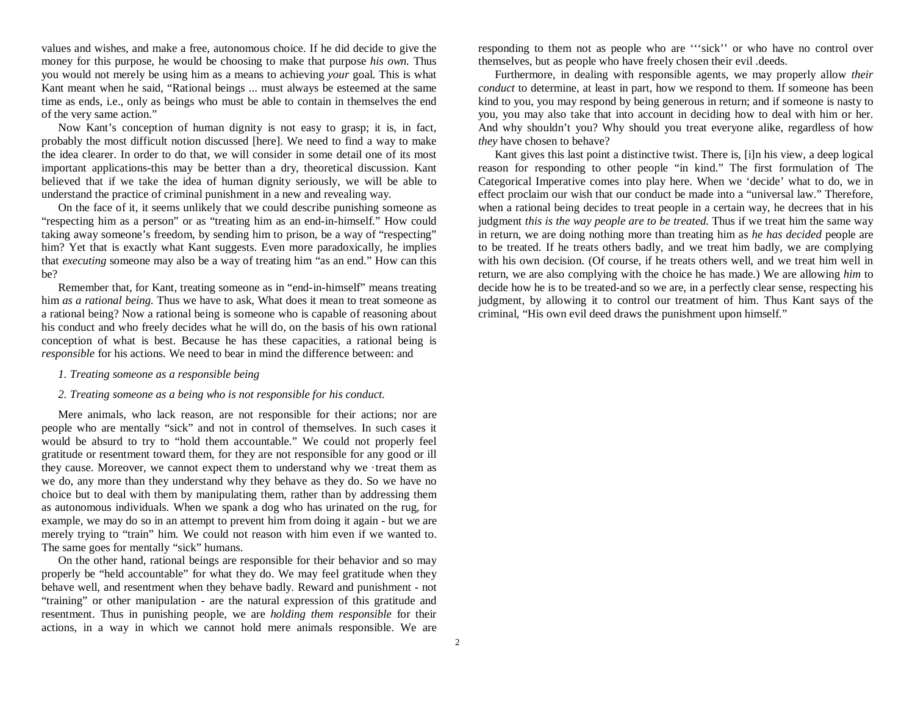values and wishes, and make a free, autonomous choice. If he did decide to give the money for this purpose, he would be choosing to make that purpose *his own.* Thus you would not merely be using him as a means to achieving *your* goal. This is what Kant meant when he said, "Rational beings ... must always be esteemed at the same time as ends, i.e., only as beings who must be able to contain in themselves the end of the very same action."

Now Kant's conception of human dignity is not easy to grasp; it is, in fact, probably the most difficult notion discussed [here]. We need to find a way to make the idea clearer. In order to do that, we will consider in some detail one of its most important applications-this may be better than a dry, theoretical discussion. Kant believed that if we take the idea of human dignity seriously, we will be able to understand the practice of criminal punishment in a new and revealing way.

On the face of it, it seems unlikely that we could describe punishing someone as "respecting him as a person" or as "treating him as an end-in-himself." How could taking away someone's freedom, by sending him to prison, be a way of "respecting" him? Yet that is exactly what Kant suggests. Even more paradoxically, he implies that *executing* someone may also be a way of treating him "as an end." How can this be?

Remember that, for Kant, treating someone as in "end-in-himself" means treating him *as a rational being.* Thus we have to ask, What does it mean to treat someone as a rational being? Now a rational being is someone who is capable of reasoning about his conduct and who freely decides what he will do, on the basis of his own rational conception of what is best. Because he has these capacities, a rational being is *responsible* for his actions. We need to bear in mind the difference between: and

*1. Treating someone as a responsible being*

*2. Treating someone as a being who is not responsible for his conduct.*

Mere animals, who lack reason, are not responsible for their actions; nor are people who are mentally "sick" and not in control of themselves. In such cases it would be absurd to try to "hold them accountable." We could not properly feel gratitude or resentment toward them, for they are not responsible for any good or ill they cause. Moreover, we cannot expect them to understand why we ·treat them as we do, any more than they understand why they behave as they do. So we have no choice but to deal with them by manipulating them, rather than by addressing them as autonomous individuals. When we spank a dog who has urinated on the rug, for example, we may do so in an attempt to prevent him from doing it again - but we are merely trying to "train" him. We could not reason with him even if we wanted to. The same goes for mentally "sick" humans.

On the other hand, rational beings are responsible for their behavior and so may properly be "held accountable" for what they do. We may feel gratitude when they behave well, and resentment when they behave badly. Reward and punishment - not "training" or other manipulation - are the natural expression of this gratitude and resentment. Thus in punishing people, we are *holding them responsible* for their actions, in a way in which we cannot hold mere animals responsible. We are responding to them not as people who are '''sick'' or who have no control over themselves, but as people who have freely chosen their evil .deeds.

Furthermore, in dealing with responsible agents, we may properly allow *their conduct* to determine, at least in part, how we respond to them. If someone has been kind to you, you may respond by being generous in return; and if someone is nasty to you, you may also take that into account in deciding how to deal with him or her. And why shouldn't you? Why should you treat everyone alike, regardless of how *they* have chosen to behave?

Kant gives this last point a distinctive twist. There is, [i]n his view, a deep logical reason for responding to other people "in kind." The first formulation of The Categorical Imperative comes into play here. When we 'decide' what to do, we in effect proclaim our wish that our conduct be made into a "universal law." Therefore, when a rational being decides to treat people in a certain way, he decrees that in his judgment *this is the way people are to be treated.* Thus if we treat him the same way in return, we are doing nothing more than treating him as *he has decided* people are to be treated. If he treats others badly, and we treat him badly, we are complying with his own decision. (Of course, if he treats others well, and we treat him well in return, we are also complying with the choice he has made.) We are allowing *him* to decide how he is to be treated-and so we are, in a perfectly clear sense, respecting his judgment, by allowing it to control our treatment of him. Thus Kant says of the criminal, "His own evil deed draws the punishment upon himself."